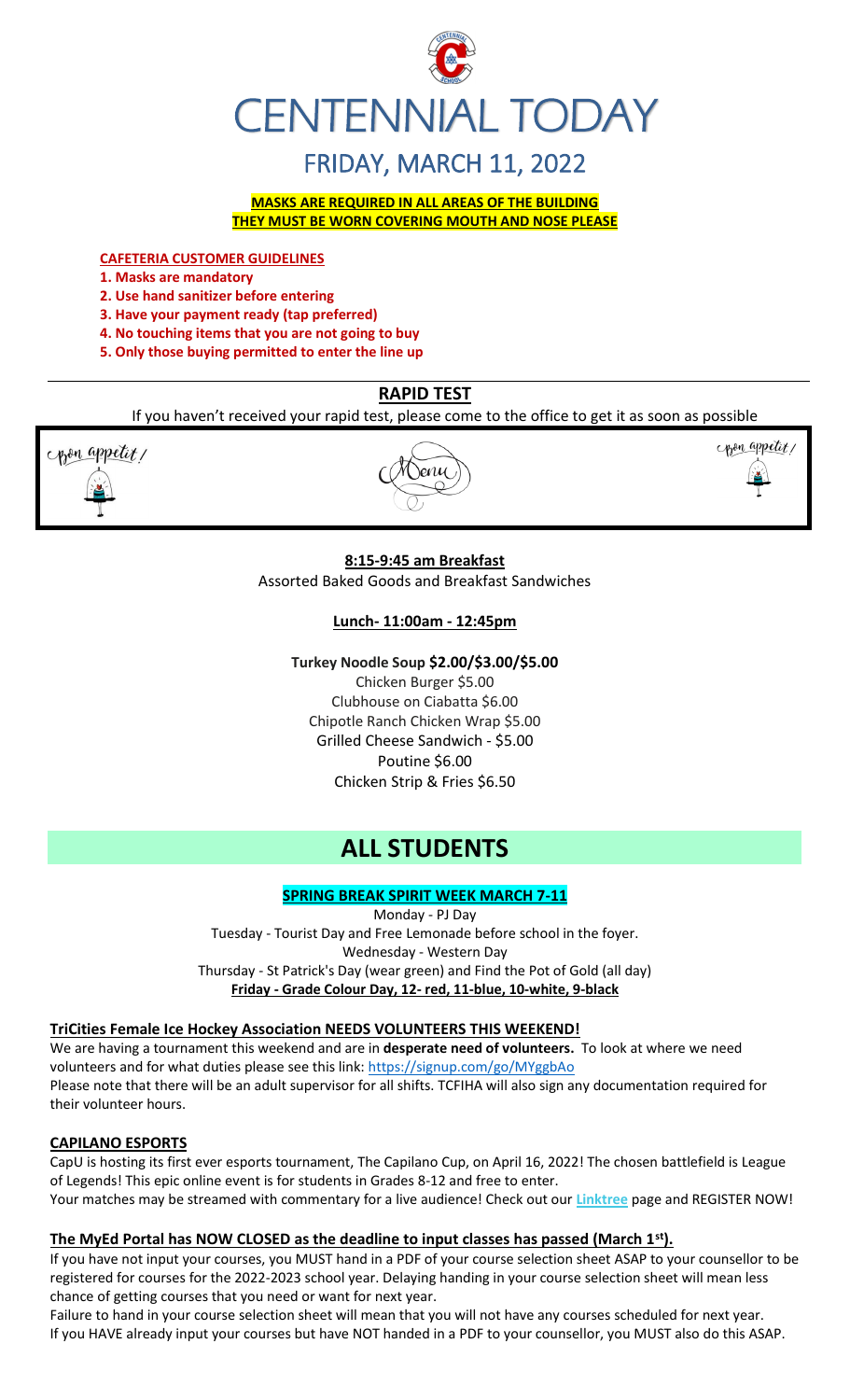# CENTENNIAL TODAY

## FRIDAY, MARCH 11, 2022

**MASKS ARE REQUIRED IN ALL AREAS OF THE BUILDING**
**THEY MUST BE WORN COVERING MOUTH AND NOSE PLEASE**

**CAFETERIA CUSTOMER GUIDELINES**

1. **Masks are mandatory**
2. **Use hand sanitizer before entering**
3. **Have your payment ready (tap preferred)**
4. **No touching items that you are not going to buy**
5. **Only those buying permitted to enter the line up**

## RAPID TEST

If you haven't received your rapid test, please come to the office to get it as soon as possible

Bon appetit! Menu Bon appetit!

**8:15-9:45 am Breakfast**
Assorted Baked Goods and Breakfast Sandwiches

**Lunch- 11:00am - 12:45pm**

**Turkey Noodle Soup $2.00/$3.00/$5.00**
Chicken Burger $5.00
Clubhouse on Ciabatta $6.00
Chipotle Ranch Chicken Wrap $5.00
Grilled Cheese Sandwich - $5.00
Poutine $6.00
Chicken Strip & Fries $6.50

# ALL STUDENTS

### SPRING BREAK SPIRIT WEEK MARCH 7-11

Monday - PJ Day
Tuesday - Tourist Day and Free Lemonade before school in the foyer.
Wednesday - Western Day
Thursday - St Patrick's Day (wear green) and Find the Pot of Gold (all day)
**Friday - Grade Colour Day, 12- red, 11-blue, 10-white, 9-black**

### TriCities Female Ice Hockey Association NEEDS VOLUNTEERS THIS WEEKEND!

We are having a tournament this weekend and are in **desperate need of volunteers.** To look at where we need volunteers and for what duties please see this link: https://signup.com/go/MYggbAo
Please note that there will be an adult supervisor for all shifts. TCFIHA will also sign any documentation required for their volunteer hours.

### CAPILANO ESPORTS

CapU is hosting its first ever esports tournament, The Capilano Cup, on April 16, 2022! The chosen battlefield is League of Legends! This epic online event is for students in Grades 8-12 and free to enter.
Your matches may be streamed with commentary for a live audience! Check out our **Linktree** page and REGISTER NOW!

### The MyEd Portal has NOW CLOSED as the deadline to input classes has passed (March 1st).

If you have not input your courses, you MUST hand in a PDF of your course selection sheet ASAP to your counsellor to be registered for courses for the 2022-2023 school year. Delaying handing in your course selection sheet will mean less chance of getting courses that you need or want for next year.
Failure to hand in your course selection sheet will mean that you will not have any courses scheduled for next year.
If you HAVE already input your courses but have NOT handed in a PDF to your counsellor, you MUST also do this ASAP.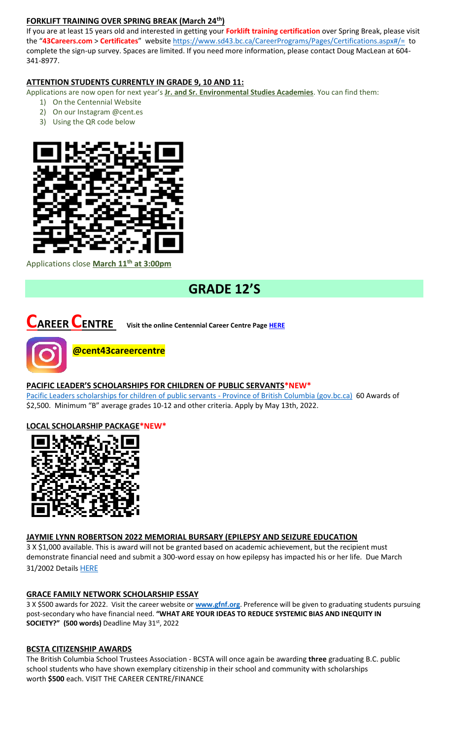**FORKLIFT TRAINING OVER SPRING BREAK (March 24th)**

If you are at least 15 years old and interested in getting your **Forklift training certification** over Spring Break, please visit the "**43Careers.com** > **Certificates**" website https://www.sd43.bc.ca/CareerPrograms/Pages/Certifications.aspx#/= to complete the sign-up survey. Spaces are limited. If you need more information, please contact Doug MacLean at 604-341-8977.

**ATTENTION STUDENTS CURRENTLY IN GRADE 9, 10 AND 11:**

Applications are now open for next year's **Jr. and Sr. Environmental Studies Academies**. You can find them:

1) On the Centennial Website
2) On our Instagram @cent.es
3) Using the QR code below

Applications close **March 11th at 3:00pm**

# GRADE 12'S

## CAREER CENTRE

**Visit the online Centennial Career Centre Page HERE**

**@cent43careercentre**

**PACIFIC LEADER'S SCHOLARSHIPS FOR CHILDREN OF PUBLIC SERVANTS*NEW***

Pacific Leaders scholarships for children of public servants - Province of British Columbia (gov.bc.ca) 60 Awards of $2,500. Minimum "B" average grades 10-12 and other criteria. Apply by May 13th, 2022.

**LOCAL SCHOLARSHIP PACKAGE*NEW***

**JAYMIE LYNN ROBERTSON 2022 MEMORIAL BURSARY (EPILEPSY AND SEIZURE EDUCATION**

3 X $1,000 available. This is award will not be granted based on academic achievement, but the recipient must demonstrate financial need and submit a 300-word essay on how epilepsy has impacted his or her life. Due March 31/2002 Details HERE

**GRACE FAMILY NETWORK SCHOLARSHIP ESSAY**

3 X $500 awards for 2022. Visit the career website or **www.gfnf.org**. Preference will be given to graduating students pursuing post-secondary who have financial need. **"WHAT ARE YOUR IDEAS TO REDUCE SYSTEMIC BIAS AND INEQUITY IN SOCIETY?" (500 words)** Deadline May 31st, 2022

**BCSTA CITIZENSHIP AWARDS**

The British Columbia School Trustees Association - BCSTA will once again be awarding **three** graduating B.C. public school students who have shown exemplary citizenship in their school and community with scholarships worth **$500** each. VISIT THE CAREER CENTRE/FINANCE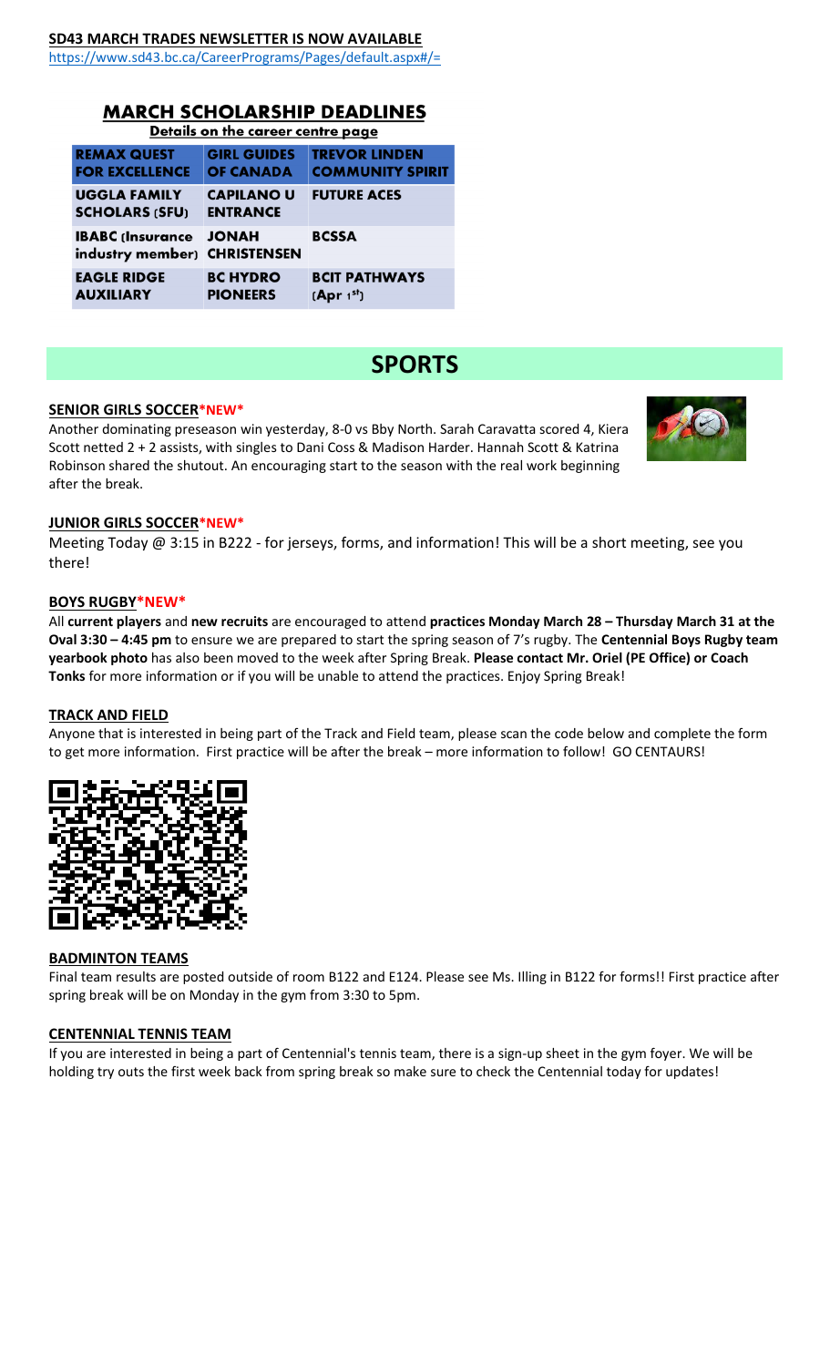**SD43 MARCH TRADES NEWSLETTER IS NOW AVAILABLE**

https://www.sd43.bc.ca/CareerPrograms/Pages/default.aspx#/=

## MARCH SCHOLARSHIP DEADLINES

**Details on the career centre page**

| | | |
|---|---|---|
| **REMAX QUEST FOR EXCELLENCE** | **GIRL GUIDES OF CANADA** | **TREVOR LINDEN COMMUNITY SPIRIT** |
| **UGGLA FAMILY SCHOLARS (SFU)** | **CAPILANO U ENTRANCE** | **FUTURE ACES** |
| **IBABC (Insurance industry member)** | **JONAH CHRISTENSEN** | **BCSSA** |
| **EAGLE RIDGE AUXILIARY** | **BC HYDRO PIONEERS** | **BCIT PATHWAYS (Apr 1st)** |

# SPORTS

### SENIOR GIRLS SOCCER*NEW*

Another dominating preseason win yesterday, 8-0 vs Bby North. Sarah Caravatta scored 4, Kiera Scott netted 2 + 2 assists, with singles to Dani Coss & Madison Harder. Hannah Scott & Katrina Robinson shared the shutout. An encouraging start to the season with the real work beginning after the break.

### JUNIOR GIRLS SOCCER*NEW*

Meeting Today @ 3:15 in B222 - for jerseys, forms, and information! This will be a short meeting, see you there!

### BOYS RUGBY*NEW*

All **current players** and **new recruits** are encouraged to attend **practices Monday March 28 – Thursday March 31 at the Oval 3:30 – 4:45 pm** to ensure we are prepared to start the spring season of 7's rugby. The **Centennial Boys Rugby team yearbook photo** has also been moved to the week after Spring Break. **Please contact Mr. Oriel (PE Office) or Coach Tonks** for more information or if you will be unable to attend the practices. Enjoy Spring Break!

### TRACK AND FIELD

Anyone that is interested in being part of the Track and Field team, please scan the code below and complete the form to get more information. First practice will be after the break – more information to follow! GO CENTAURS!

### BADMINTON TEAMS

Final team results are posted outside of room B122 and E124. Please see Ms. Illing in B122 for forms!! First practice after spring break will be on Monday in the gym from 3:30 to 5pm.

### CENTENNIAL TENNIS TEAM

If you are interested in being a part of Centennial's tennis team, there is a sign-up sheet in the gym foyer. We will be holding try outs the first week back from spring break so make sure to check the Centennial today for updates!